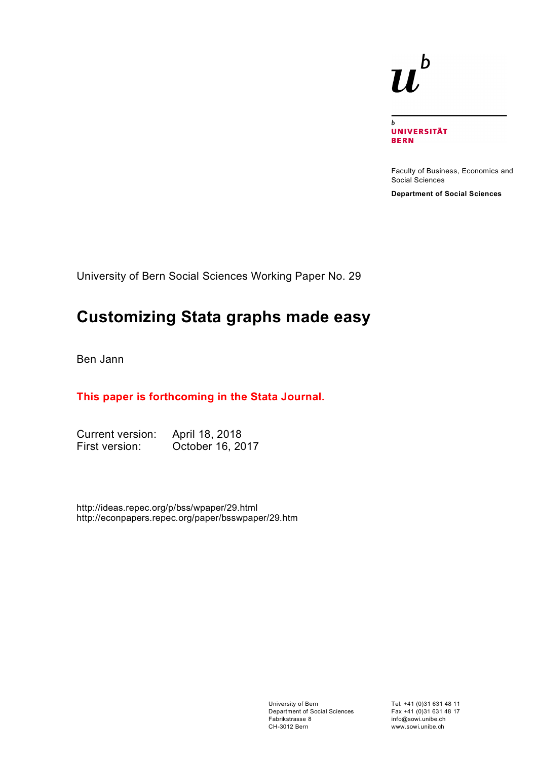$u^b$

b
**UNIVERSITÄT BERN**

Faculty of Business, Economics and Social Sciences

**Department of Social Sciences**

University of Bern Social Sciences Working Paper No. 29

# Customizing Stata graphs made easy

Ben Jann

**This paper is forthcoming in the Stata Journal.**

Current version: April 18, 2018
First version: October 16, 2017

http://ideas.repec.org/p/bss/wpaper/29.html
http://econpapers.repec.org/paper/bsswpaper/29.htm

University of Bern
Department of Social Sciences
Fabrikstrasse 8
CH-3012 Bern

Tel. +41 (0)31 631 48 11
Fax +41 (0)31 631 48 17
info@sowi.unibe.ch
www.sowi.unibe.ch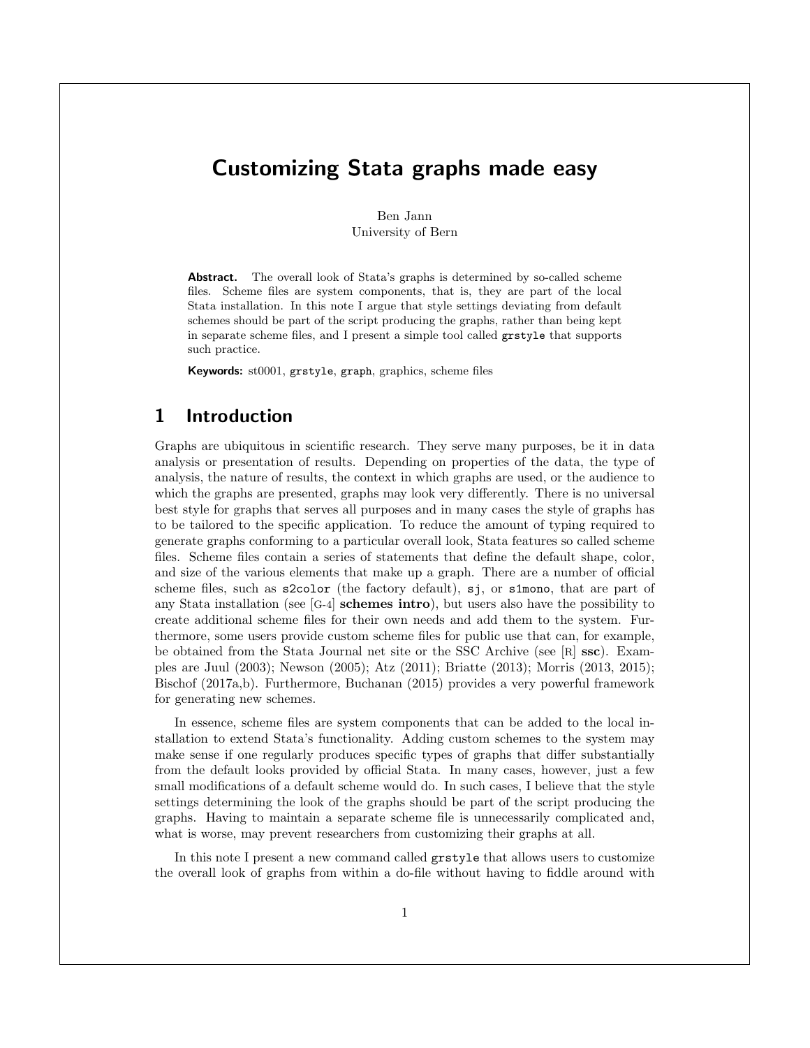// Customizing Stata graphs made easy

Ben Jann
University of Bern

**Abstract.** The overall look of Stata's graphs is determined by so-called scheme files. Scheme files are system components, that is, they are part of the local Stata installation. In this note I argue that style settings deviating from default schemes should be part of the script producing the graphs, rather than being kept in separate scheme files, and I present a simple tool called `grstyle` that supports such practice.

**Keywords:** st0001, `grstyle`, `graph`, graphics, scheme files

## 1 Introduction

Graphs are ubiquitous in scientific research. They serve many purposes, be it in data analysis or presentation of results. Depending on properties of the data, the type of analysis, the nature of results, the context in which graphs are used, or the audience to which the graphs are presented, graphs may look very differently. There is no universal best style for graphs that serves all purposes and in many cases the style of graphs has to be tailored to the specific application. To reduce the amount of typing required to generate graphs conforming to a particular overall look, Stata features so called scheme files. Scheme files contain a series of statements that define the default shape, color, and size of the various elements that make up a graph. There are a number of official scheme files, such as `s2color` (the factory default), `sj`, or `s1mono`, that are part of any Stata installation (see [G-4] **schemes intro**), but users also have the possibility to create additional scheme files for their own needs and add them to the system. Furthermore, some users provide custom scheme files for public use that can, for example, be obtained from the Stata Journal net site or the SSC Archive (see [R] **ssc**). Examples are Juul (2003); Newson (2005); Atz (2011); Briatte (2013); Morris (2013, 2015); Bischof (2017a,b). Furthermore, Buchanan (2015) provides a very powerful framework for generating new schemes.

In essence, scheme files are system components that can be added to the local installation to extend Stata's functionality. Adding custom schemes to the system may make sense if one regularly produces specific types of graphs that differ substantially from the default looks provided by official Stata. In many cases, however, just a few small modifications of a default scheme would do. In such cases, I believe that the style settings determining the look of the graphs should be part of the script producing the graphs. Having to maintain a separate scheme file is unnecessarily complicated and, what is worse, may prevent researchers from customizing their graphs at all.

In this note I present a new command called `grstyle` that allows users to customize the overall look of graphs from within a do-file without having to fiddle around with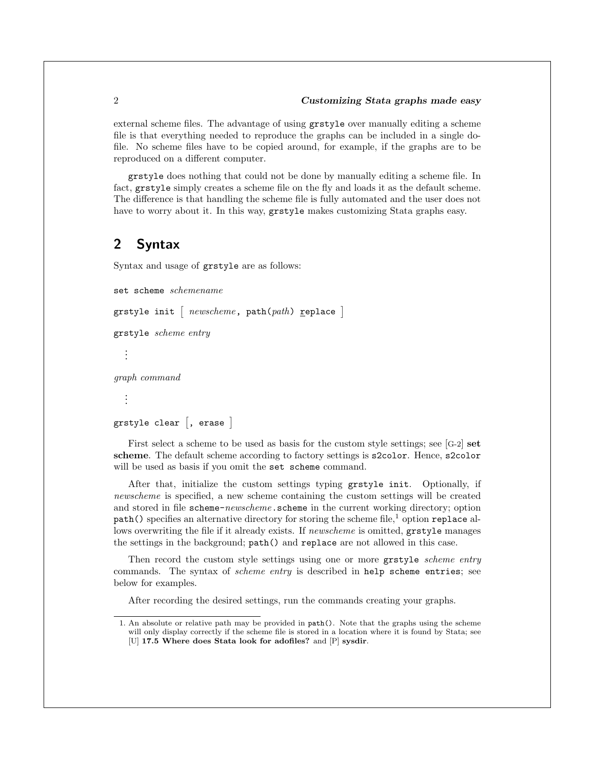external scheme files. The advantage of using `grstyle` over manually editing a scheme file is that everything needed to reproduce the graphs can be included in a single do-file. No scheme files have to be copied around, for example, if the graphs are to be reproduced on a different computer.

`grstyle` does nothing that could not be done by manually editing a scheme file. In fact, `grstyle` simply creates a scheme file on the fly and loads it as the default scheme. The difference is that handling the scheme file is fully automated and the user does not have to worry about it. In this way, `grstyle` makes customizing Stata graphs easy.

## 2 Syntax

Syntax and usage of `grstyle` are as follows:

```
set scheme schemename

grstyle init [ newscheme, path(path) replace ]

grstyle scheme entry

  ⋮

graph command

  ⋮

grstyle clear [, erase ]
```

First select a scheme to be used as basis for the custom style settings; see [G-2] **set scheme**. The default scheme according to factory settings is `s2color`. Hence, `s2color` will be used as basis if you omit the `set scheme` command.

After that, initialize the custom settings typing `grstyle init`. Optionally, if *newscheme* is specified, a new scheme containing the custom settings will be created and stored in file `scheme-`*newscheme*`.scheme` in the current working directory; option `path()` specifies an alternative directory for storing the scheme file,[1] option `replace` allows overwriting the file if it already exists. If *newscheme* is omitted, `grstyle` manages the settings in the background; `path()` and `replace` are not allowed in this case.

Then record the custom style settings using one or more `grstyle` *scheme entry* commands. The syntax of *scheme entry* is described in `help scheme entries`; see below for examples.

After recording the desired settings, run the commands creating your graphs.

1. An absolute or relative path may be provided in `path()`. Note that the graphs using the scheme will only display correctly if the scheme file is stored in a location where it is found by Stata; see [U] **17.5 Where does Stata look for adofiles?** and [P] **sysdir**.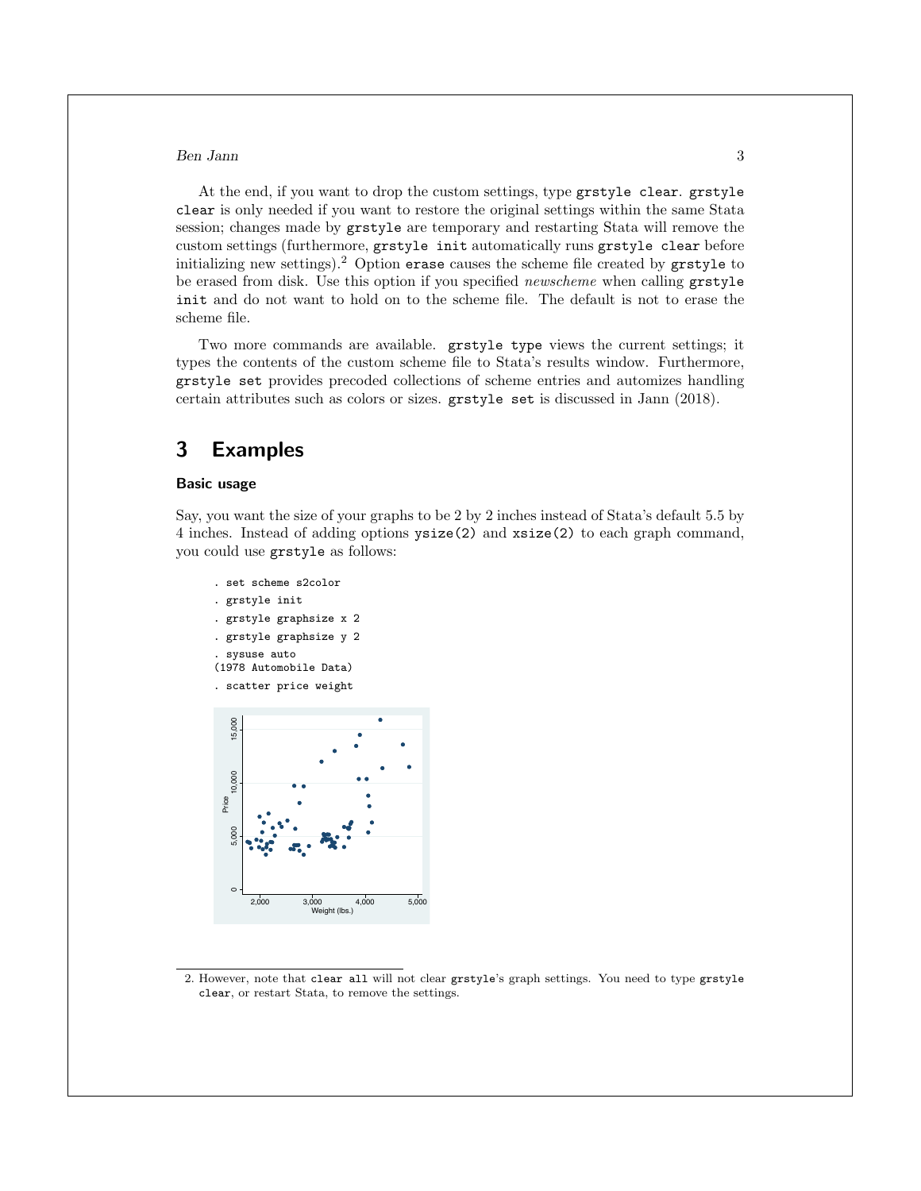At the end, if you want to drop the custom settings, type `grstyle clear`. `grstyle clear` is only needed if you want to restore the original settings within the same Stata session; changes made by `grstyle` are temporary and restarting Stata will remove the custom settings (furthermore, `grstyle init` automatically runs `grstyle clear` before initializing new settings).[2] Option `erase` causes the scheme file created by `grstyle` to be erased from disk. Use this option if you specified *newscheme* when calling `grstyle init` and do not want to hold on to the scheme file. The default is not to erase the scheme file.

Two more commands are available. `grstyle type` views the current settings; it types the contents of the custom scheme file to Stata's results window. Furthermore, `grstyle set` provides precoded collections of scheme entries and automizes handling certain attributes such as colors or sizes. `grstyle set` is discussed in Jann (2018).

## 3 Examples

### Basic usage

Say, you want the size of your graphs to be 2 by 2 inches instead of Stata's default 5.5 by 4 inches. Instead of adding options `ysize(2)` and `xsize(2)` to each graph command, you could use `grstyle` as follows:

```
. set scheme s2color
. grstyle init
. grstyle graphsize x 2
. grstyle graphsize y 2
. sysuse auto
(1978 Automobile Data)
. scatter price weight
```

Price

0
5,000
10,000
15,000

2,000
3,000
4,000
5,000

Weight (lbs.)

2. However, note that `clear all` will not clear `grstyle`'s graph settings. You need to type `grstyle clear`, or restart Stata, to remove the settings.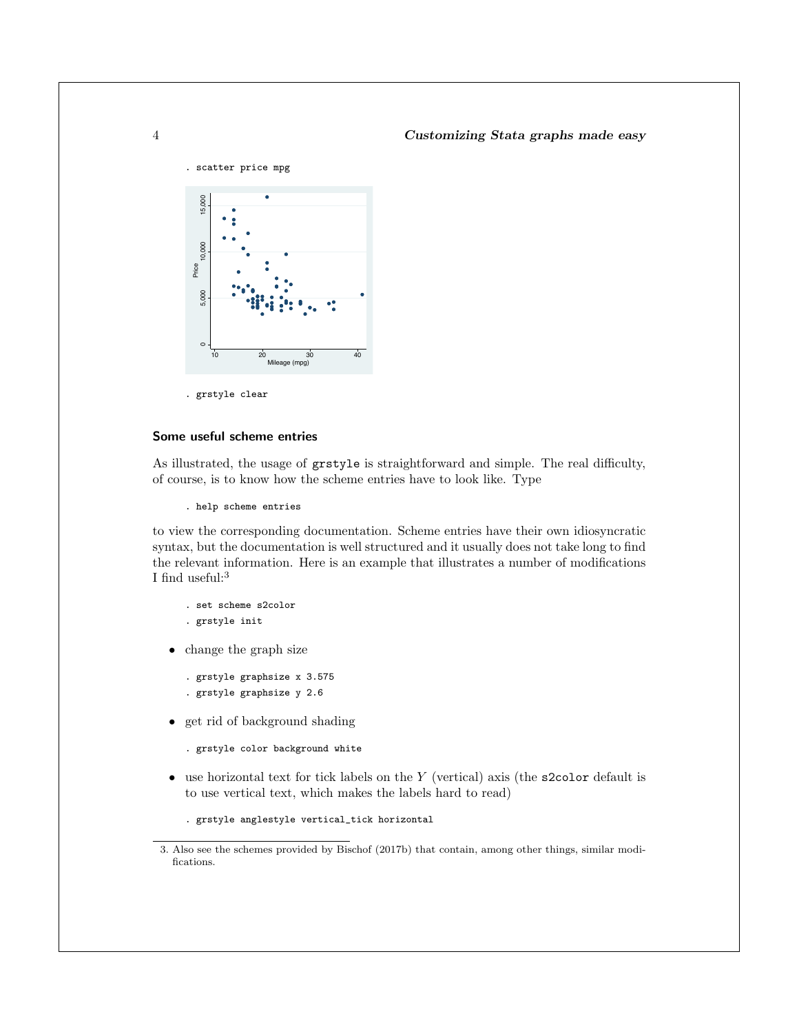```
. scatter price mpg
```

15,000
10,000
5,000
0
Price
10
20
30
40
Mileage (mpg)

```
. grstyle clear
```

### Some useful scheme entries

As illustrated, the usage of `grstyle` is straightforward and simple. The real difficulty, of course, is to know how the scheme entries have to look like. Type

```
. help scheme entries
```

to view the corresponding documentation. Scheme entries have their own idiosyncratic syntax, but the documentation is well structured and it usually does not take long to find the relevant information. Here is an example that illustrates a number of modifications I find useful:[3]

```
. set scheme s2color
. grstyle init
```

- change the graph size

```
. grstyle graphsize x 3.575
. grstyle graphsize y 2.6
```

- get rid of background shading

```
. grstyle color background white
```

- use horizontal text for tick labels on the $Y$ (vertical) axis (the `s2color` default is to use vertical text, which makes the labels hard to read)

```
. grstyle anglestyle vertical_tick horizontal
```

3. Also see the schemes provided by Bischof (2017b) that contain, among other things, similar modifications.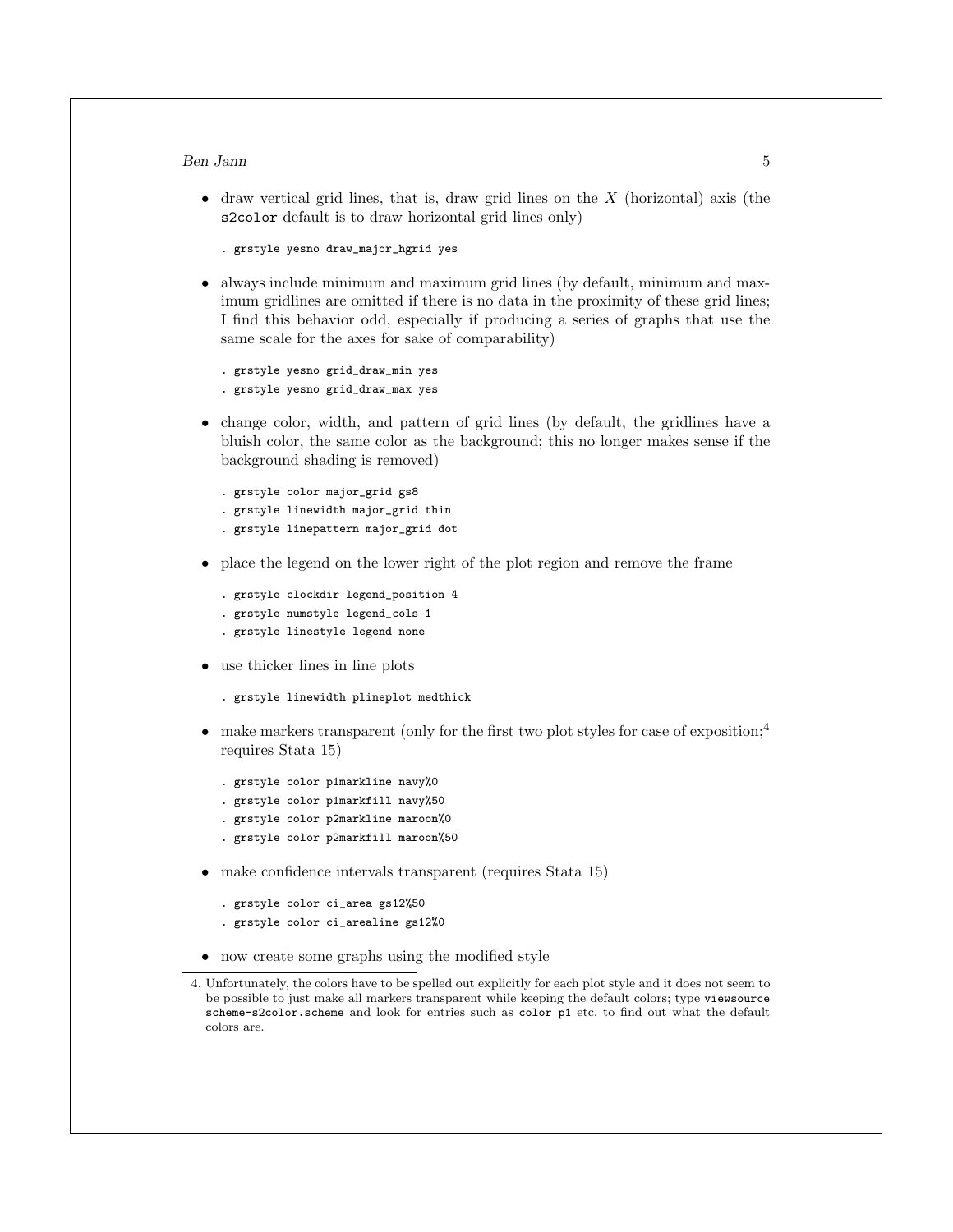- draw vertical grid lines, that is, draw grid lines on the $X$ (horizontal) axis (the `s2color` default is to draw horizontal grid lines only)

```
. grstyle yesno draw_major_hgrid yes
```

- always include minimum and maximum grid lines (by default, minimum and maximum gridlines are omitted if there is no data in the proximity of these grid lines; I find this behavior odd, especially if producing a series of graphs that use the same scale for the axes for sake of comparability)

```
. grstyle yesno grid_draw_min yes
. grstyle yesno grid_draw_max yes
```

- change color, width, and pattern of grid lines (by default, the gridlines have a bluish color, the same color as the background; this no longer makes sense if the background shading is removed)

```
. grstyle color major_grid gs8
. grstyle linewidth major_grid thin
. grstyle linepattern major_grid dot
```

- place the legend on the lower right of the plot region and remove the frame

```
. grstyle clockdir legend_position 4
. grstyle numstyle legend_cols 1
. grstyle linestyle legend none
```

- use thicker lines in line plots

```
. grstyle linewidth plineplot medthick
```

- make markers transparent (only for the first two plot styles for case of exposition;[4] requires Stata 15)

```
. grstyle color p1markline navy%0
. grstyle color p1markfill navy%50
. grstyle color p2markline maroon%0
. grstyle color p2markfill maroon%50
```

- make confidence intervals transparent (requires Stata 15)

```
. grstyle color ci_area gs12%50
. grstyle color ci_arealine gs12%0
```

- now create some graphs using the modified style

4. Unfortunately, the colors have to be spelled out explicitly for each plot style and it does not seem to be possible to just make all markers transparent while keeping the default colors; type `viewsource scheme-s2color.scheme` and look for entries such as `color p1` etc. to find out what the default colors are.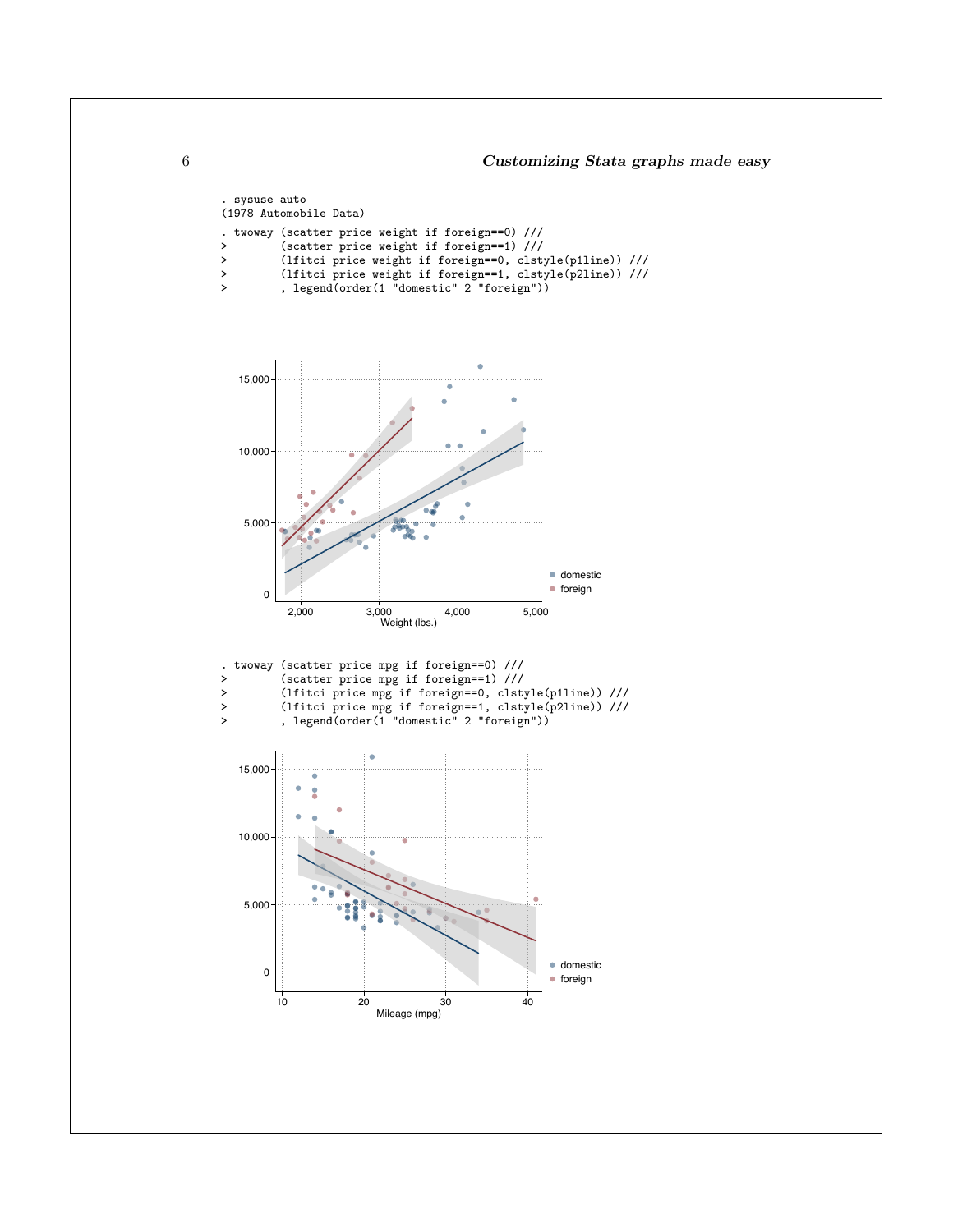```
. sysuse auto
(1978 Automobile Data)
. twoway (scatter price weight if foreign==0) ///
>        (scatter price weight if foreign==1) ///
>        (lfitci price weight if foreign==0, clstyle(p1line)) ///
>        (lfitci price weight if foreign==1, clstyle(p2line)) ///
>        , legend(order(1 "domestic" 2 "foreign"))
```

15,000
10,000
5,000
0
2,000
3,000
4,000
5,000
Weight (lbs.)
domestic
foreign

```
. twoway (scatter price mpg if foreign==0) ///
>        (scatter price mpg if foreign==1) ///
>        (lfitci price mpg if foreign==0, clstyle(p1line)) ///
>        (lfitci price mpg if foreign==1, clstyle(p2line)) ///
>        , legend(order(1 "domestic" 2 "foreign"))
```

15,000
10,000
5,000
0
10
20
30
40
Mileage (mpg)
domestic
foreign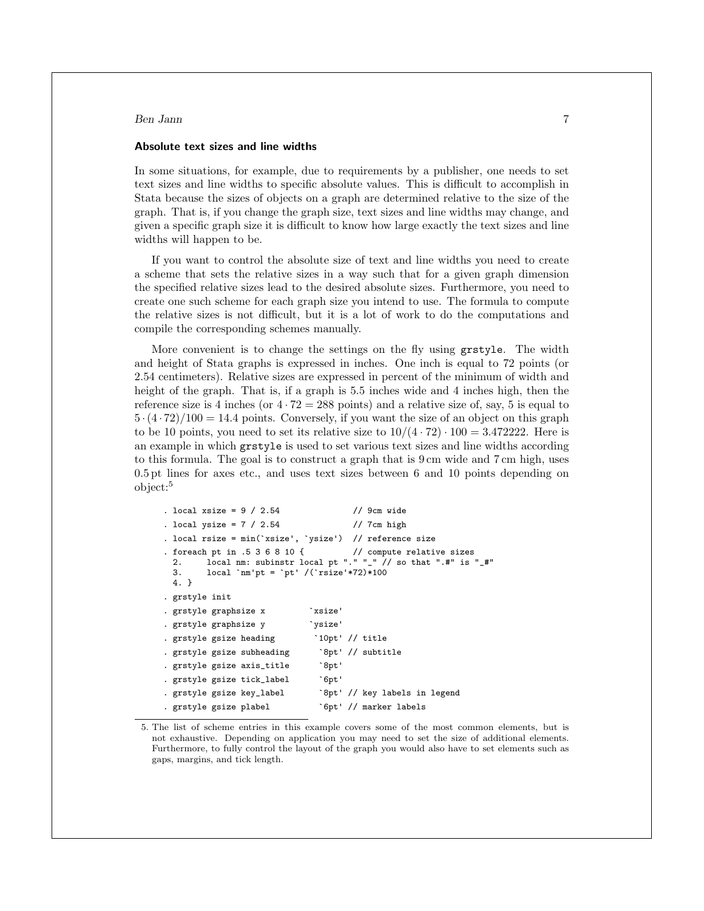### Absolute text sizes and line widths

In some situations, for example, due to requirements by a publisher, one needs to set text sizes and line widths to specific absolute values. This is difficult to accomplish in Stata because the sizes of objects on a graph are determined relative to the size of the graph. That is, if you change the graph size, text sizes and line widths may change, and given a specific graph size it is difficult to know how large exactly the text sizes and line widths will happen to be.

If you want to control the absolute size of text and line widths you need to create a scheme that sets the relative sizes in a way such that for a given graph dimension the specified relative sizes lead to the desired absolute sizes. Furthermore, you need to create one such scheme for each graph size you intend to use. The formula to compute the relative sizes is not difficult, but it is a lot of work to do the computations and compile the corresponding schemes manually.

More convenient is to change the settings on the fly using `grstyle`. The width and height of Stata graphs is expressed in inches. One inch is equal to 72 points (or 2.54 centimeters). Relative sizes are expressed in percent of the minimum of width and height of the graph. That is, if a graph is 5.5 inches wide and 4 inches high, then the reference size is 4 inches (or $4 \cdot 72 = 288$ points) and a relative size of, say, 5 is equal to $5 \cdot (4 \cdot 72)/100 = 14.4$ points. Conversely, if you want the size of an object on this graph to be 10 points, you need to set its relative size to $10/(4 \cdot 72) \cdot 100 = 3.472222$. Here is an example in which `grstyle` is used to set various text sizes and line widths according to this formula. The goal is to construct a graph that is 9 cm wide and 7 cm high, uses 0.5 pt lines for axes etc., and uses text sizes between 6 and 10 points depending on object:[5]

```
. local xsize = 9 / 2.54              // 9cm wide
. local ysize = 7 / 2.54              // 7cm high
. local rsize = min(`xsize', `ysize')  // reference size
. foreach pt in .5 3 6 8 10 {         // compute relative sizes
  2.     local nm: subinstr local pt "." "_" // so that ".#" is "_#"
  3.     local `nm'pt = `pt' /(`rsize'*72)*100
  4. }
. grstyle init
. grstyle graphsize x         `xsize'
. grstyle graphsize y         `ysize'
. grstyle gsize heading        `10pt' // title
. grstyle gsize subheading      `8pt' // subtitle
. grstyle gsize axis_title      `8pt'
. grstyle gsize tick_label      `6pt'
. grstyle gsize key_label       `8pt' // key labels in legend
. grstyle gsize plabel          `6pt' // marker labels
```

5. The list of scheme entries in this example covers some of the most common elements, but is not exhaustive. Depending on application you may need to set the size of additional elements. Furthermore, to fully control the layout of the graph you would also have to set elements such as gaps, margins, and tick length.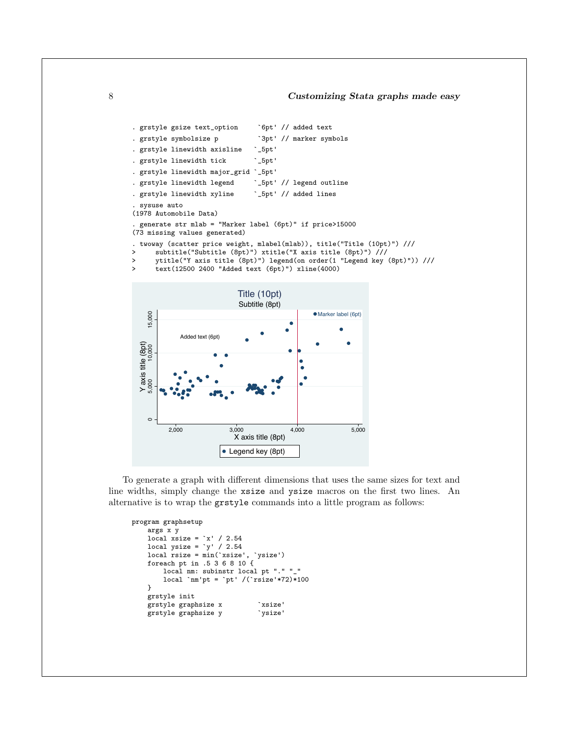```
. grstyle gsize text_option     `6pt' // added text
. grstyle symbolsize p          `3pt' // marker symbols
. grstyle linewidth axisline   `_5pt'
. grstyle linewidth tick       `_5pt'
. grstyle linewidth major_grid `_5pt'
. grstyle linewidth legend     `_5pt' // legend outline
. grstyle linewidth xyline     `_5pt' // added lines
. sysuse auto
(1978 Automobile Data)
. generate str mlab = "Marker label (6pt)" if price>15000
(73 missing values generated)
. twoway (scatter price weight, mlabel(mlab)), title("Title (10pt)") ///
>     subtitle("Subtitle (8pt)") xtitle("X axis title (8pt)") ///
>     ytitle("Y axis title (8pt)") legend(on order(1 "Legend key (8pt)")) ///
>     text(12500 2400 "Added text (6pt)") xline(4000)
```

To generate a graph with different dimensions that uses the same sizes for text and line widths, simply change the `xsize` and `ysize` macros on the first two lines. An alternative is to wrap the `grstyle` commands into a little program as follows:

```
program graphsetup
    args x y
    local xsize = `x' / 2.54
    local ysize = `y' / 2.54
    local rsize = min(`xsize', `ysize')
    foreach pt in .5 3 6 8 10 {
        local nm: subinstr local pt "." "_"
        local `nm'pt = `pt' /(`rsize'*72)*100
    }
    grstyle init
    grstyle graphsize x         `xsize'
    grstyle graphsize y         `ysize'
```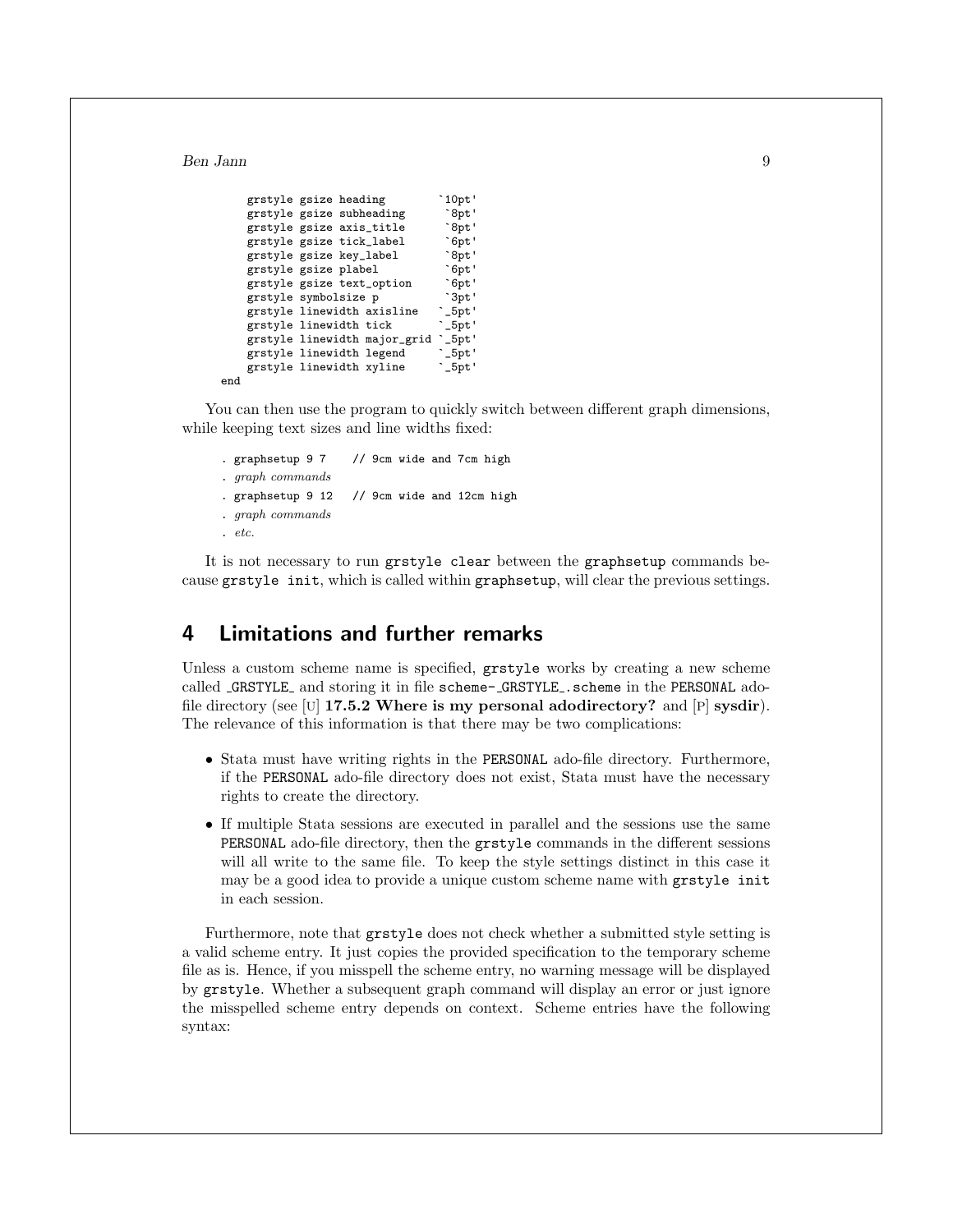```
    grstyle gsize heading        `10pt'
    grstyle gsize subheading      `8pt'
    grstyle gsize axis_title      `8pt'
    grstyle gsize tick_label      `6pt'
    grstyle gsize key_label       `8pt'
    grstyle gsize plabel          `6pt'
    grstyle gsize text_option     `6pt'
    grstyle symbolsize p          `3pt'
    grstyle linewidth axisline   `_5pt'
    grstyle linewidth tick       `_5pt'
    grstyle linewidth major_grid `_5pt'
    grstyle linewidth legend     `_5pt'
    grstyle linewidth xyline     `_5pt'
end
```

You can then use the program to quickly switch between different graph dimensions, while keeping text sizes and line widths fixed:

```
. graphsetup 9 7    // 9cm wide and 7cm high
. graph commands
. graphsetup 9 12   // 9cm wide and 12cm high
. graph commands
. etc.
```

It is not necessary to run `grstyle clear` between the `graphsetup` commands because `grstyle init`, which is called within `graphsetup`, will clear the previous settings.

## 4 Limitations and further remarks

Unless a custom scheme name is specified, `grstyle` works by creating a new scheme called `_GRSTYLE_` and storing it in file `scheme-_GRSTYLE_.scheme` in the `PERSONAL` ado-file directory (see [U] **17.5.2 Where is my personal adodirectory?** and [P] **sysdir**). The relevance of this information is that there may be two complications:

- Stata must have writing rights in the `PERSONAL` ado-file directory. Furthermore, if the `PERSONAL` ado-file directory does not exist, Stata must have the necessary rights to create the directory.
- If multiple Stata sessions are executed in parallel and the sessions use the same `PERSONAL` ado-file directory, then the `grstyle` commands in the different sessions will all write to the same file. To keep the style settings distinct in this case it may be a good idea to provide a unique custom scheme name with `grstyle init` in each session.

Furthermore, note that `grstyle` does not check whether a submitted style setting is a valid scheme entry. It just copies the provided specification to the temporary scheme file as is. Hence, if you misspell the scheme entry, no warning message will be displayed by `grstyle`. Whether a subsequent graph command will display an error or just ignore the misspelled scheme entry depends on context. Scheme entries have the following syntax: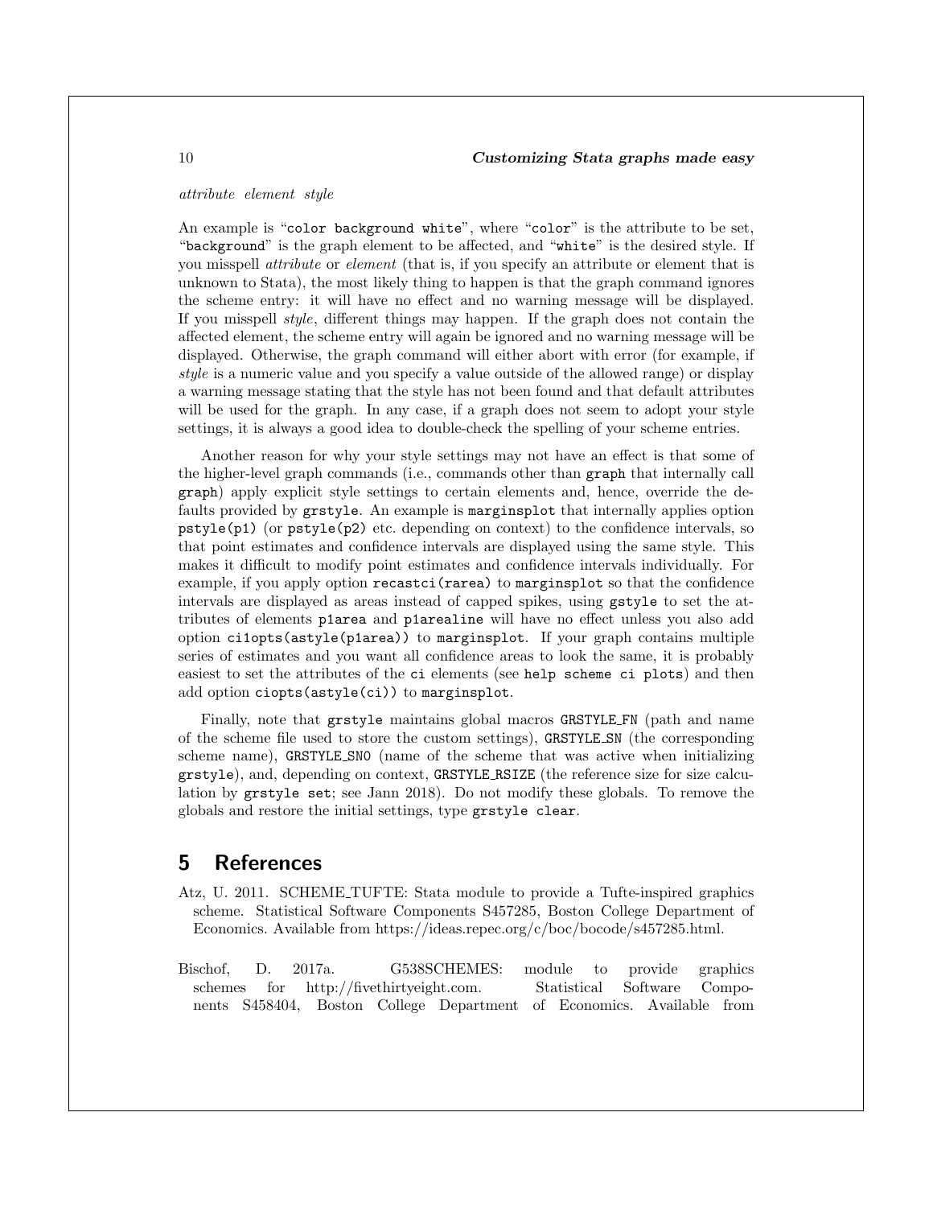*attribute element style*

An example is "color background white", where "color" is the attribute to be set, "background" is the graph element to be affected, and "white" is the desired style. If you misspell *attribute* or *element* (that is, if you specify an attribute or element that is unknown to Stata), the most likely thing to happen is that the graph command ignores the scheme entry: it will have no effect and no warning message will be displayed. If you misspell *style*, different things may happen. If the graph does not contain the affected element, the scheme entry will again be ignored and no warning message will be displayed. Otherwise, the graph command will either abort with error (for example, if *style* is a numeric value and you specify a value outside of the allowed range) or display a warning message stating that the style has not been found and that default attributes will be used for the graph. In any case, if a graph does not seem to adopt your style settings, it is always a good idea to double-check the spelling of your scheme entries.

Another reason for why your style settings may not have an effect is that some of the higher-level graph commands (i.e., commands other than graph that internally call graph) apply explicit style settings to certain elements and, hence, override the defaults provided by grstyle. An example is marginsplot that internally applies option pstyle(p1) (or pstyle(p2) etc. depending on context) to the confidence intervals, so that point estimates and confidence intervals are displayed using the same style. This makes it difficult to modify point estimates and confidence intervals individually. For example, if you apply option recastci(rarea) to marginsplot so that the confidence intervals are displayed as areas instead of capped spikes, using gstyle to set the attributes of elements p1area and p1arealine will have no effect unless you also add option ci1opts(astyle(p1area)) to marginsplot. If your graph contains multiple series of estimates and you want all confidence areas to look the same, it is probably easiest to set the attributes of the ci elements (see help scheme ci plots) and then add option ciopts(astyle(ci)) to marginsplot.

Finally, note that grstyle maintains global macros GRSTYLE_FN (path and name of the scheme file used to store the custom settings), GRSTYLE_SN (the corresponding scheme name), GRSTYLE_SN0 (name of the scheme that was active when initializing grstyle), and, depending on context, GRSTYLE_RSIZE (the reference size for size calculation by grstyle set; see Jann 2018). Do not modify these globals. To remove the globals and restore the initial settings, type grstyle clear.

## 5 References

Atz, U. 2011. SCHEME_TUFTE: Stata module to provide a Tufte-inspired graphics scheme. Statistical Software Components S457285, Boston College Department of Economics. Available from https://ideas.repec.org/c/boc/bocode/s457285.html.

Bischof, D. 2017a. G538SCHEMES: module to provide graphics schemes for http://fivethirtyeight.com. Statistical Software Components S458404, Boston College Department of Economics. Available from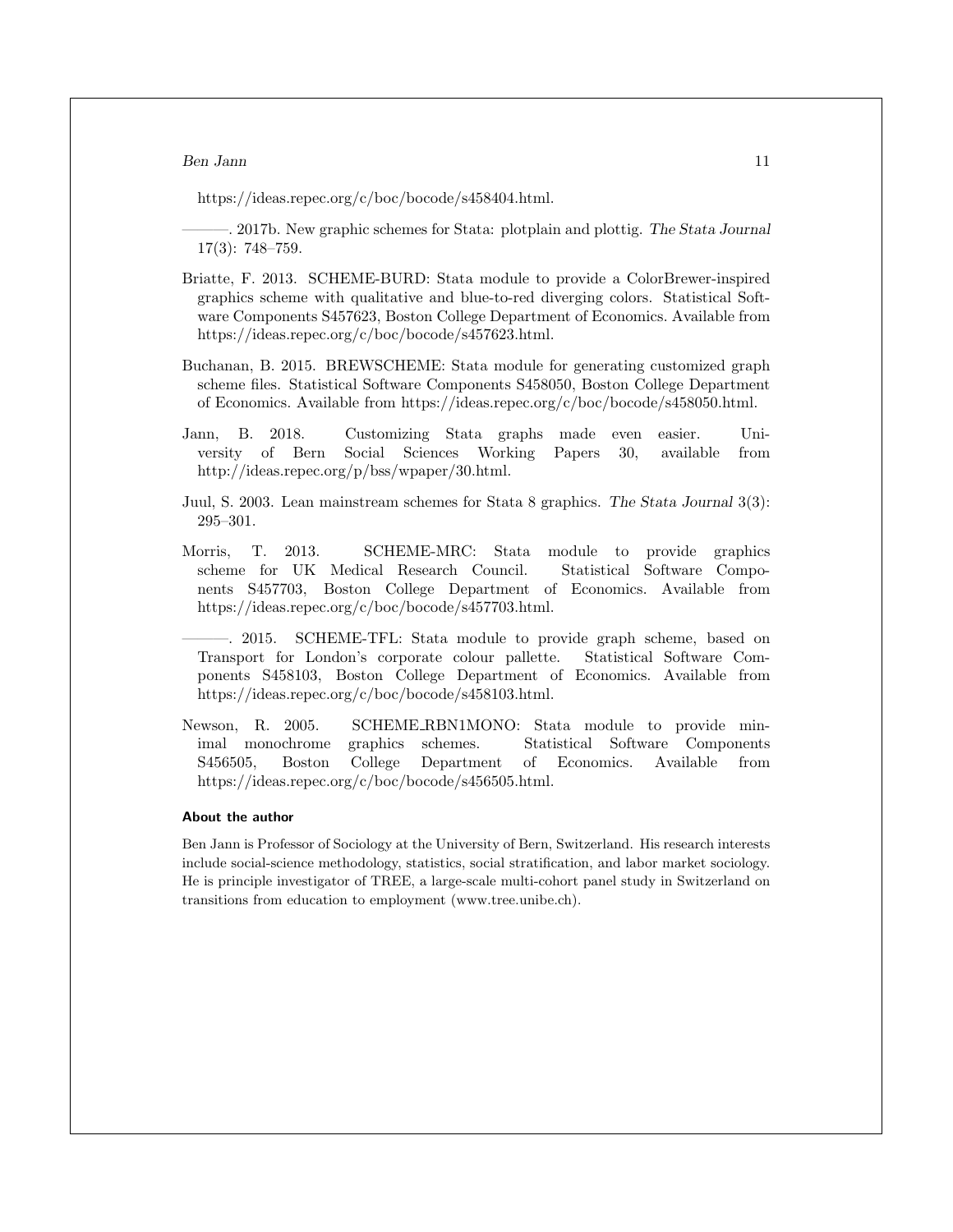https://ideas.repec.org/c/boc/bocode/s458404.html.

———. 2017b. New graphic schemes for Stata: plotplain and plottig. *The Stata Journal* 17(3): 748–759.

Briatte, F. 2013. SCHEME-BURD: Stata module to provide a ColorBrewer-inspired graphics scheme with qualitative and blue-to-red diverging colors. Statistical Software Components S457623, Boston College Department of Economics. Available from https://ideas.repec.org/c/boc/bocode/s457623.html.

Buchanan, B. 2015. BREWSCHEME: Stata module for generating customized graph scheme files. Statistical Software Components S458050, Boston College Department of Economics. Available from https://ideas.repec.org/c/boc/bocode/s458050.html.

Jann, B. 2018. Customizing Stata graphs made even easier. University of Bern Social Sciences Working Papers 30, available from http://ideas.repec.org/p/bss/wpaper/30.html.

Juul, S. 2003. Lean mainstream schemes for Stata 8 graphics. *The Stata Journal* 3(3): 295–301.

Morris, T. 2013. SCHEME-MRC: Stata module to provide graphics scheme for UK Medical Research Council. Statistical Software Components S457703, Boston College Department of Economics. Available from https://ideas.repec.org/c/boc/bocode/s457703.html.

———. 2015. SCHEME-TFL: Stata module to provide graph scheme, based on Transport for London's corporate colour pallette. Statistical Software Components S458103, Boston College Department of Economics. Available from https://ideas.repec.org/c/boc/bocode/s458103.html.

Newson, R. 2005. SCHEME_RBN1MONO: Stata module to provide minimal monochrome graphics schemes. Statistical Software Components S456505, Boston College Department of Economics. Available from https://ideas.repec.org/c/boc/bocode/s456505.html.

### About the author

Ben Jann is Professor of Sociology at the University of Bern, Switzerland. His research interests include social-science methodology, statistics, social stratification, and labor market sociology. He is principle investigator of TREE, a large-scale multi-cohort panel study in Switzerland on transitions from education to employment (www.tree.unibe.ch).